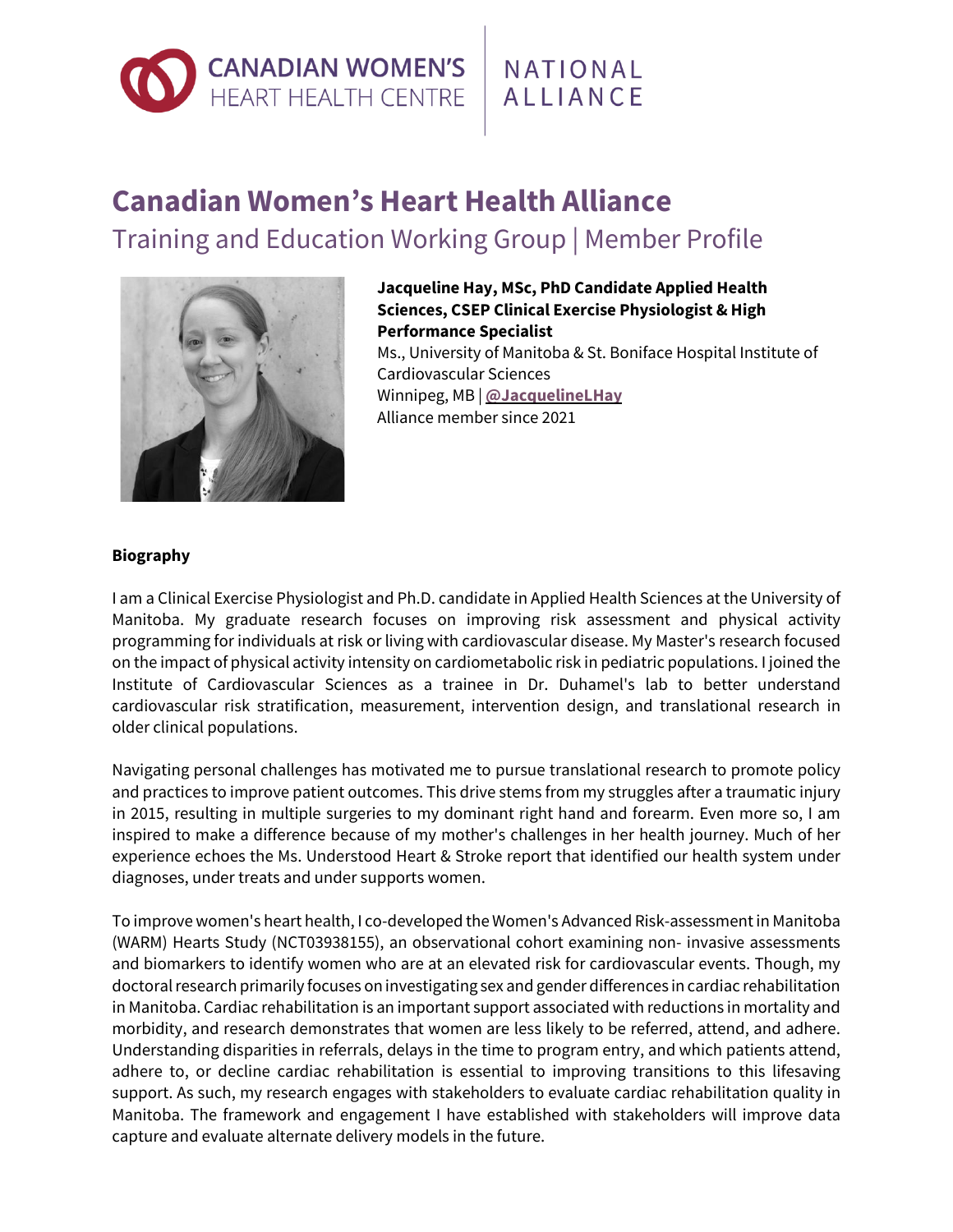CANADIAN WOMEN'S HEART HEALTH CENTRE | NATIONAL ALLIANCE

# Canadian Women's Heart Health Alliance

## Training and Education Working Group | Member Profile

**Jacqueline Hay, MSc, PhD Candidate Applied Health Sciences, CSEP Clinical Exercise Physiologist & High Performance Specialist**
Ms., University of Manitoba & St. Boniface Hospital Institute of Cardiovascular Sciences
Winnipeg, MB | **@JacquelineLHay**
Alliance member since 2021

**Biography**

I am a Clinical Exercise Physiologist and Ph.D. candidate in Applied Health Sciences at the University of Manitoba. My graduate research focuses on improving risk assessment and physical activity programming for individuals at risk or living with cardiovascular disease. My Master's research focused on the impact of physical activity intensity on cardiometabolic risk in pediatric populations. I joined the Institute of Cardiovascular Sciences as a trainee in Dr. Duhamel's lab to better understand cardiovascular risk stratification, measurement, intervention design, and translational research in older clinical populations.

Navigating personal challenges has motivated me to pursue translational research to promote policy and practices to improve patient outcomes. This drive stems from my struggles after a traumatic injury in 2015, resulting in multiple surgeries to my dominant right hand and forearm. Even more so, I am inspired to make a difference because of my mother's challenges in her health journey. Much of her experience echoes the Ms. Understood Heart & Stroke report that identified our health system under diagnoses, under treats and under supports women.

To improve women's heart health, I co-developed the Women's Advanced Risk-assessment in Manitoba (WARM) Hearts Study (NCT03938155), an observational cohort examining non- invasive assessments and biomarkers to identify women who are at an elevated risk for cardiovascular events. Though, my doctoral research primarily focuses on investigating sex and gender differences in cardiac rehabilitation in Manitoba. Cardiac rehabilitation is an important support associated with reductions in mortality and morbidity, and research demonstrates that women are less likely to be referred, attend, and adhere. Understanding disparities in referrals, delays in the time to program entry, and which patients attend, adhere to, or decline cardiac rehabilitation is essential to improving transitions to this lifesaving support. As such, my research engages with stakeholders to evaluate cardiac rehabilitation quality in Manitoba. The framework and engagement I have established with stakeholders will improve data capture and evaluate alternate delivery models in the future.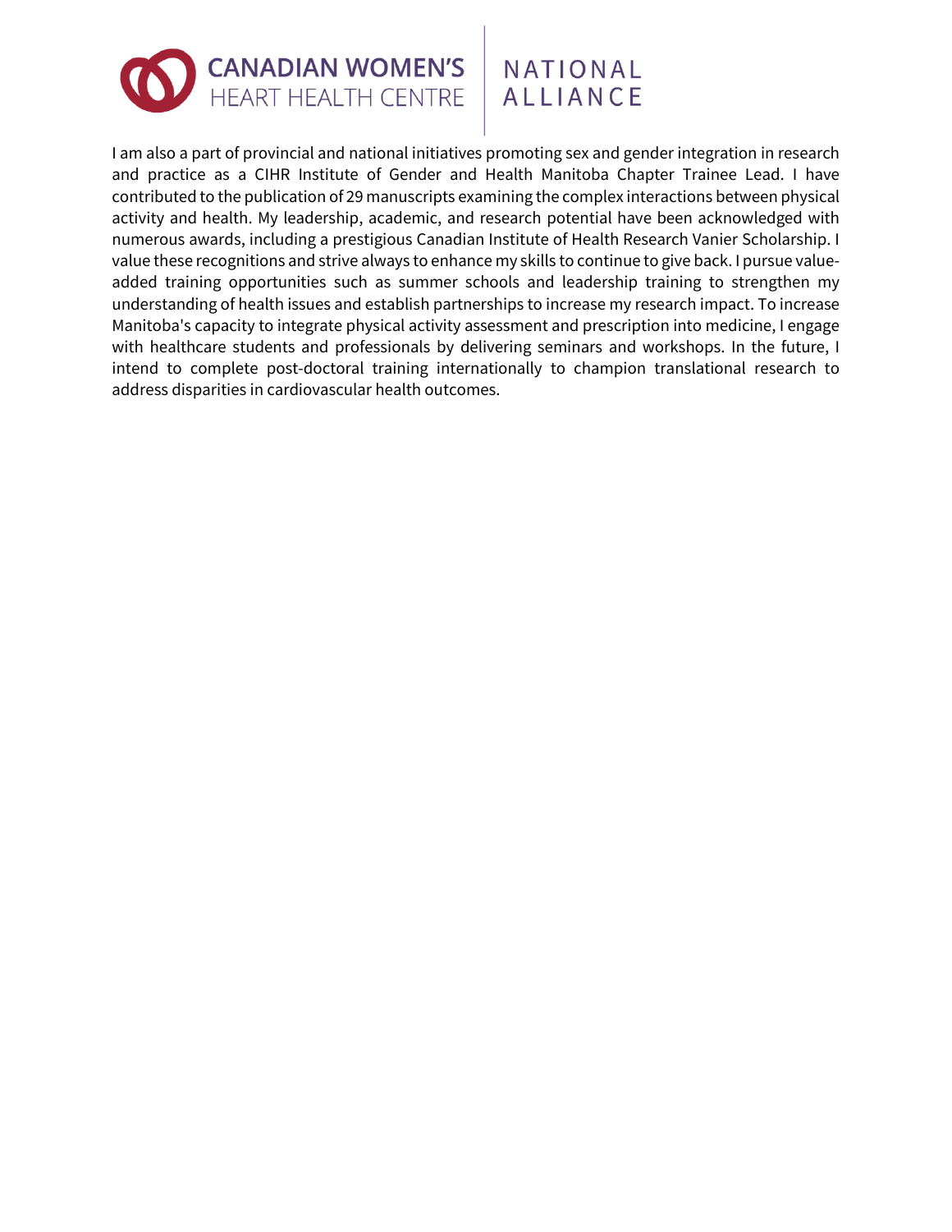I am also a part of provincial and national initiatives promoting sex and gender integration in research and practice as a CIHR Institute of Gender and Health Manitoba Chapter Trainee Lead. I have contributed to the publication of 29 manuscripts examining the complex interactions between physical activity and health. My leadership, academic, and research potential have been acknowledged with numerous awards, including a prestigious Canadian Institute of Health Research Vanier Scholarship. I value these recognitions and strive always to enhance my skills to continue to give back. I pursue value-added training opportunities such as summer schools and leadership training to strengthen my understanding of health issues and establish partnerships to increase my research impact. To increase Manitoba's capacity to integrate physical activity assessment and prescription into medicine, I engage with healthcare students and professionals by delivering seminars and workshops. In the future, I intend to complete post-doctoral training internationally to champion translational research to address disparities in cardiovascular health outcomes.